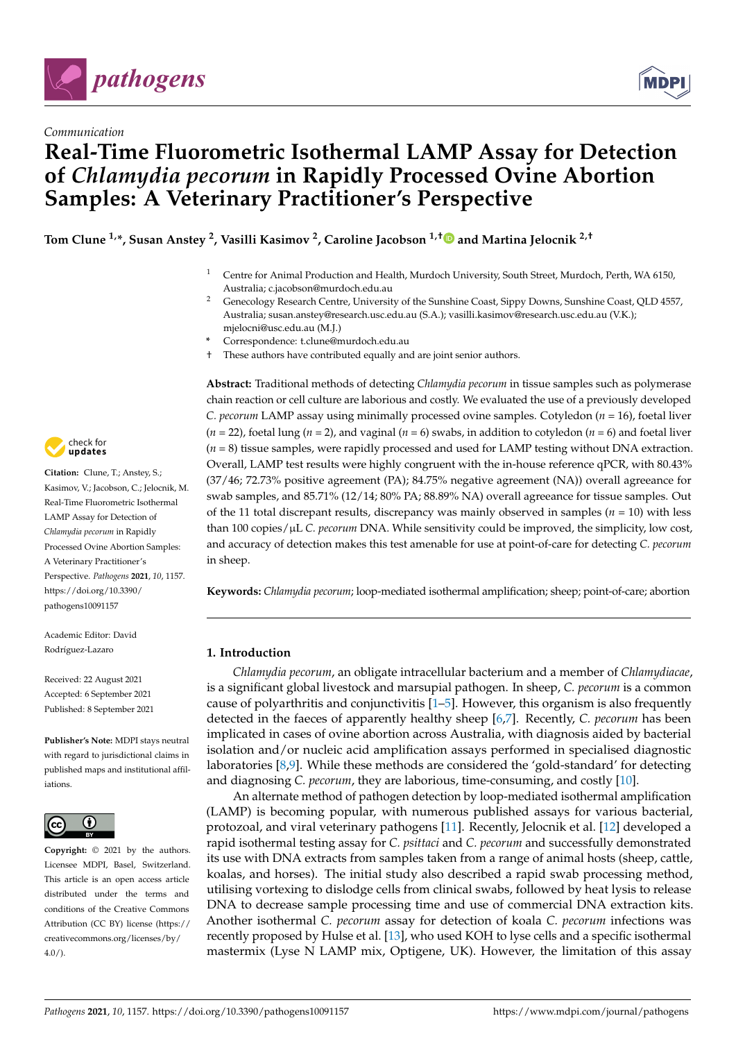Communication

# Real-Time Fluorometric Isothermal LAMP Assay for Detection of *Chlamydia pecorum* in Rapidly Processed Ovine Abortion Samples: A Veterinary Practitioner's Perspective

**Tom Clune [1,*], Susan Anstey [2], Vasilli Kasimov [2], Caroline Jacobson [1,†] and Martina Jelocnik [2,†]**

[1] Centre for Animal Production and Health, Murdoch University, South Street, Murdoch, Perth, WA 6150, Australia; c.jacobson@murdoch.edu.au

[2] Genecology Research Centre, University of the Sunshine Coast, Sippy Downs, Sunshine Coast, QLD 4557, Australia; susan.anstey@research.usc.edu.au (S.A.); vasilli.kasimov@research.usc.edu.au (V.K.); mjelocni@usc.edu.au (M.J.)

* Correspondence: t.clune@murdoch.edu.au

† These authors have contributed equally and are joint senior authors.

**Citation:** Clune, T.; Anstey, S.; Kasimov, V.; Jacobson, C.; Jelocnik, M. Real-Time Fluorometric Isothermal LAMP Assay for Detection of *Chlamydia pecorum* in Rapidly Processed Ovine Abortion Samples: A Veterinary Practitioner's Perspective. *Pathogens* **2021**, *10*, 1157. https://doi.org/10.3390/pathogens10091157

Academic Editor: David Rodríguez-Lazaro

Received: 22 August 2021
Accepted: 6 September 2021
Published: 8 September 2021

**Publisher's Note:** MDPI stays neutral with regard to jurisdictional claims in published maps and institutional affiliations.

**Copyright:** © 2021 by the authors. Licensee MDPI, Basel, Switzerland. This article is an open access article distributed under the terms and conditions of the Creative Commons Attribution (CC BY) license (https://creativecommons.org/licenses/by/4.0/).

**Abstract:** Traditional methods of detecting *Chlamydia pecorum* in tissue samples such as polymerase chain reaction or cell culture are laborious and costly. We evaluated the use of a previously developed *C. pecorum* LAMP assay using minimally processed ovine samples. Cotyledon ($n$ = 16), foetal liver ($n$ = 22), foetal lung ($n$ = 2), and vaginal ($n$ = 6) swabs, in addition to cotyledon ($n$ = 6) and foetal liver ($n$ = 8) tissue samples, were rapidly processed and used for LAMP testing without DNA extraction. Overall, LAMP test results were highly congruent with the in-house reference qPCR, with 80.43% (37/46; 72.73% positive agreement (PA); 84.75% negative agreement (NA)) overall agreeance for swab samples, and 85.71% (12/14; 80% PA; 88.89% NA) overall agreeance for tissue samples. Out of the 11 total discrepant results, discrepancy was mainly observed in samples ($n$ = 10) with less than 100 copies/μL *C. pecorum* DNA. While sensitivity could be improved, the simplicity, low cost, and accuracy of detection makes this test amenable for use at point-of-care for detecting *C. pecorum* in sheep.

**Keywords:** *Chlamydia pecorum*; loop-mediated isothermal amplification; sheep; point-of-care; abortion

## 1. Introduction

*Chlamydia pecorum*, an obligate intracellular bacterium and a member of *Chlamydiaceae*, is a significant global livestock and marsupial pathogen. In sheep, *C. pecorum* is a common cause of polyarthritis and conjunctivitis [1–5]. However, this organism is also frequently detected in the faeces of apparently healthy sheep [6,7]. Recently, *C. pecorum* has been implicated in cases of ovine abortion across Australia, with diagnosis aided by bacterial isolation and/or nucleic acid amplification assays performed in specialised diagnostic laboratories [8,9]. While these methods are considered the 'gold-standard' for detecting and diagnosing *C. pecorum*, they are laborious, time-consuming, and costly [10].

An alternate method of pathogen detection by loop-mediated isothermal amplification (LAMP) is becoming popular, with numerous published assays for various bacterial, protozoal, and viral veterinary pathogens [11]. Recently, Jelocnik et al. [12] developed a rapid isothermal testing assay for *C. psittaci* and *C. pecorum* and successfully demonstrated its use with DNA extracts from samples taken from a range of animal hosts (sheep, cattle, koalas, and horses). The initial study also described a rapid swab processing method, utilising vortexing to dislodge cells from clinical swabs, followed by heat lysis to release DNA to decrease sample processing time and use of commercial DNA extraction kits. Another isothermal *C. pecorum* assay for detection of koala *C. pecorum* infections was recently proposed by Hulse et al. [13], who used KOH to lyse cells and a specific isothermal mastermix (Lyse N LAMP mix, Optigene, UK). However, the limitation of this assay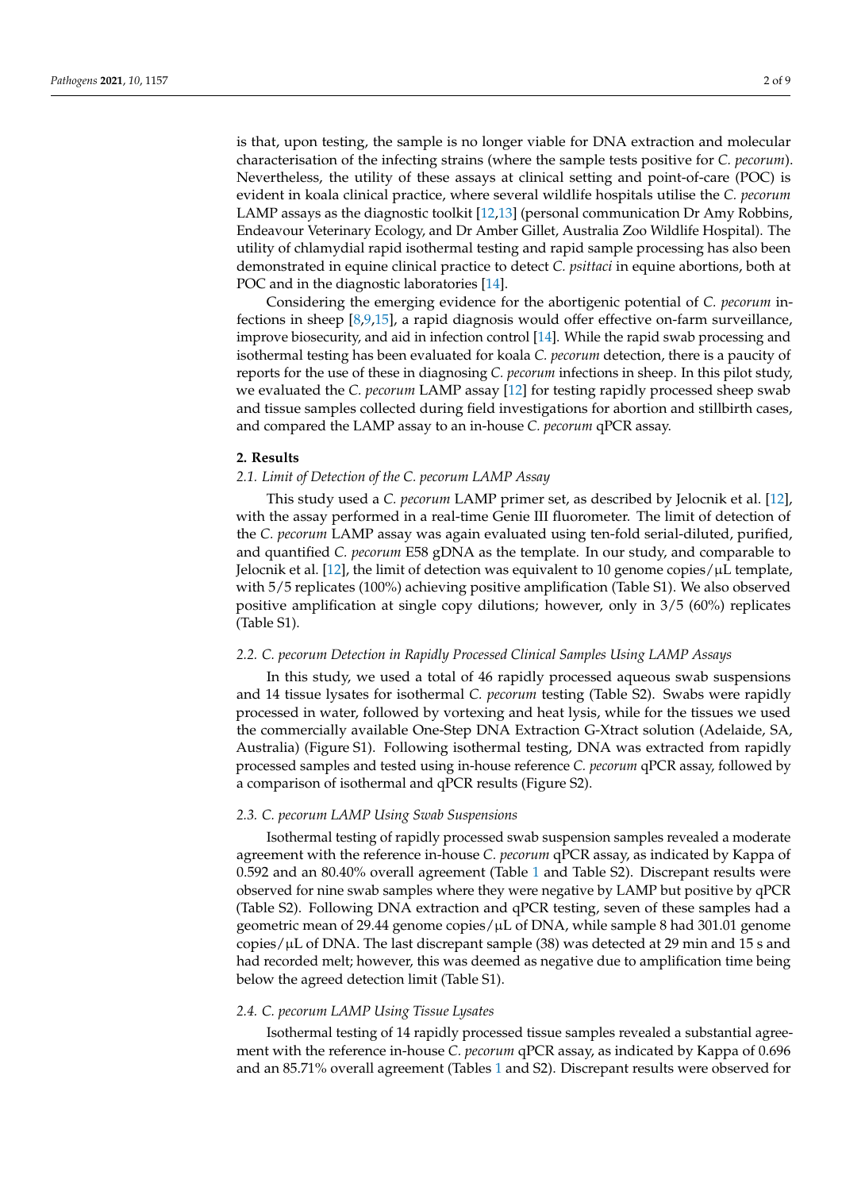is that, upon testing, the sample is no longer viable for DNA extraction and molecular characterisation of the infecting strains (where the sample tests positive for *C. pecorum*). Nevertheless, the utility of these assays at clinical setting and point-of-care (POC) is evident in koala clinical practice, where several wildlife hospitals utilise the *C. pecorum* LAMP assays as the diagnostic toolkit [12,13] (personal communication Dr Amy Robbins, Endeavour Veterinary Ecology, and Dr Amber Gillet, Australia Zoo Wildlife Hospital). The utility of chlamydial rapid isothermal testing and rapid sample processing has also been demonstrated in equine clinical practice to detect *C. psittaci* in equine abortions, both at POC and in the diagnostic laboratories [14].

Considering the emerging evidence for the abortigenic potential of *C. pecorum* infections in sheep [8,9,15], a rapid diagnosis would offer effective on-farm surveillance, improve biosecurity, and aid in infection control [14]. While the rapid swab processing and isothermal testing has been evaluated for koala *C. pecorum* detection, there is a paucity of reports for the use of these in diagnosing *C. pecorum* infections in sheep. In this pilot study, we evaluated the *C. pecorum* LAMP assay [12] for testing rapidly processed sheep swab and tissue samples collected during field investigations for abortion and stillbirth cases, and compared the LAMP assay to an in-house *C. pecorum* qPCR assay.

## 2. Results

### 2.1. Limit of Detection of the C. pecorum LAMP Assay

This study used a *C. pecorum* LAMP primer set, as described by Jelocnik et al. [12], with the assay performed in a real-time Genie III fluorometer. The limit of detection of the *C. pecorum* LAMP assay was again evaluated using ten-fold serial-diluted, purified, and quantified *C. pecorum* E58 gDNA as the template. In our study, and comparable to Jelocnik et al. [12], the limit of detection was equivalent to 10 genome copies/μL template, with 5/5 replicates (100%) achieving positive amplification (Table S1). We also observed positive amplification at single copy dilutions; however, only in 3/5 (60%) replicates (Table S1).

### 2.2. C. pecorum Detection in Rapidly Processed Clinical Samples Using LAMP Assays

In this study, we used a total of 46 rapidly processed aqueous swab suspensions and 14 tissue lysates for isothermal *C. pecorum* testing (Table S2). Swabs were rapidly processed in water, followed by vortexing and heat lysis, while for the tissues we used the commercially available One-Step DNA Extraction G-Xtract solution (Adelaide, SA, Australia) (Figure S1). Following isothermal testing, DNA was extracted from rapidly processed samples and tested using in-house reference *C. pecorum* qPCR assay, followed by a comparison of isothermal and qPCR results (Figure S2).

### 2.3. C. pecorum LAMP Using Swab Suspensions

Isothermal testing of rapidly processed swab suspension samples revealed a moderate agreement with the reference in-house *C. pecorum* qPCR assay, as indicated by Kappa of 0.592 and an 80.40% overall agreement (Table 1 and Table S2). Discrepant results were observed for nine swab samples where they were negative by LAMP but positive by qPCR (Table S2). Following DNA extraction and qPCR testing, seven of these samples had a geometric mean of 29.44 genome copies/μL of DNA, while sample 8 had 301.01 genome copies/μL of DNA. The last discrepant sample (38) was detected at 29 min and 15 s and had recorded melt; however, this was deemed as negative due to amplification time being below the agreed detection limit (Table S1).

### 2.4. C. pecorum LAMP Using Tissue Lysates

Isothermal testing of 14 rapidly processed tissue samples revealed a substantial agreement with the reference in-house *C. pecorum* qPCR assay, as indicated by Kappa of 0.696 and an 85.71% overall agreement (Tables 1 and S2). Discrepant results were observed for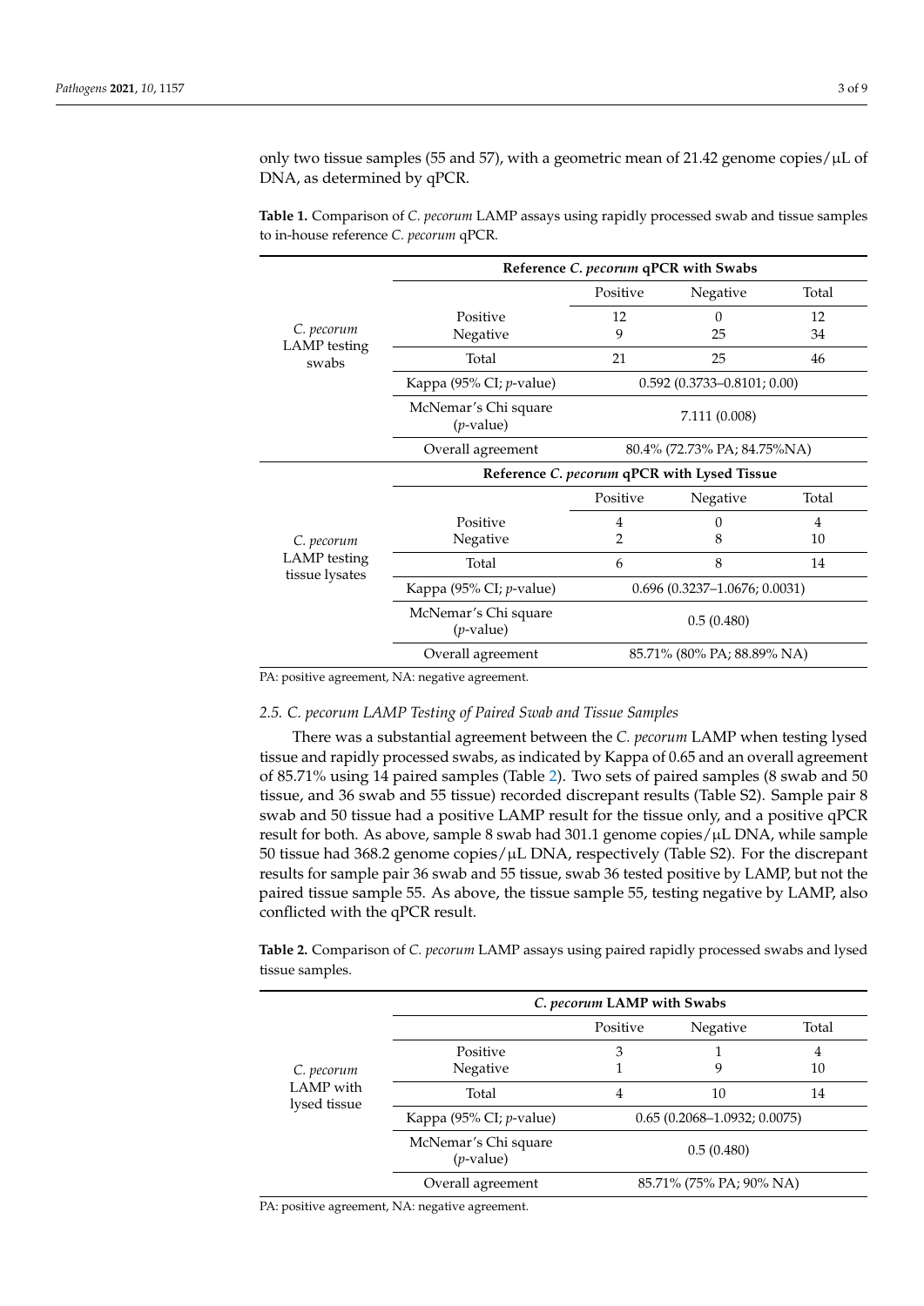only two tissue samples (55 and 57), with a geometric mean of 21.42 genome copies/μL of DNA, as determined by qPCR.

**Table 1.** Comparison of *C. pecorum* LAMP assays using rapidly processed swab and tissue samples to in-house reference *C. pecorum* qPCR.

| | | **Reference *C. pecorum* qPCR with Swabs** | | |
|---|---|---|---|---|
| | | Positive | Negative | Total |
| *C. pecorum* LAMP testing swabs | Positive | 12 | 0 | 12 |
| | Negative | 9 | 25 | 34 |
| | Total | 21 | 25 | 46 |
| | Kappa (95% CI; *p*-value) | 0.592 (0.3733–0.8101; 0.00) | | |
| | McNemar's Chi square (*p*-value) | 7.111 (0.008) | | |
| | Overall agreement | 80.4% (72.73% PA; 84.75%NA) | | |
| | | **Reference *C. pecorum* qPCR with Lysed Tissue** | | |
| | | Positive | Negative | Total |
| *C. pecorum* LAMP testing tissue lysates | Positive | 4 | 0 | 4 |
| | Negative | 2 | 8 | 10 |
| | Total | 6 | 8 | 14 |
| | Kappa (95% CI; *p*-value) | 0.696 (0.3237–1.0676; 0.0031) | | |
| | McNemar's Chi square (*p*-value) | 0.5 (0.480) | | |
| | Overall agreement | 85.71% (80% PA; 88.89% NA) | | |

PA: positive agreement, NA: negative agreement.

### 2.5. *C. pecorum* LAMP Testing of Paired Swab and Tissue Samples

There was a substantial agreement between the *C. pecorum* LAMP when testing lysed tissue and rapidly processed swabs, as indicated by Kappa of 0.65 and an overall agreement of 85.71% using 14 paired samples (Table 2). Two sets of paired samples (8 swab and 50 tissue, and 36 swab and 55 tissue) recorded discrepant results (Table S2). Sample pair 8 swab and 50 tissue had a positive LAMP result for the tissue only, and a positive qPCR result for both. As above, sample 8 swab had 301.1 genome copies/μL DNA, while sample 50 tissue had 368.2 genome copies/μL DNA, respectively (Table S2). For the discrepant results for sample pair 36 swab and 55 tissue, swab 36 tested positive by LAMP, but not the paired tissue sample 55. As above, the tissue sample 55, testing negative by LAMP, also conflicted with the qPCR result.

**Table 2.** Comparison of *C. pecorum* LAMP assays using paired rapidly processed swabs and lysed tissue samples.

| | | ***C. pecorum* LAMP with Swabs** | | |
|---|---|---|---|---|
| | | Positive | Negative | Total |
| *C. pecorum* LAMP with lysed tissue | Positive | 3 | 1 | 4 |
| | Negative | 1 | 9 | 10 |
| | Total | 4 | 10 | 14 |
| | Kappa (95% CI; *p*-value) | 0.65 (0.2068–1.0932; 0.0075) | | |
| | McNemar's Chi square (*p*-value) | 0.5 (0.480) | | |
| | Overall agreement | 85.71% (75% PA; 90% NA) | | |

PA: positive agreement, NA: negative agreement.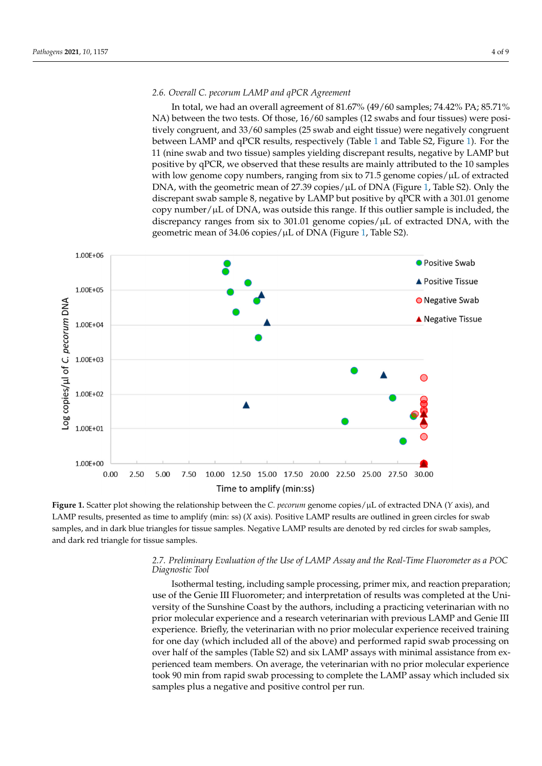### 2.6. Overall *C. pecorum* LAMP and qPCR Agreement

In total, we had an overall agreement of 81.67% (49/60 samples; 74.42% PA; 85.71% NA) between the two tests. Of those, 16/60 samples (12 swabs and four tissues) were positively congruent, and 33/60 samples (25 swab and eight tissue) were negatively congruent between LAMP and qPCR results, respectively (Table 1 and Table S2, Figure 1). For the 11 (nine swab and two tissue) samples yielding discrepant results, negative by LAMP but positive by qPCR, we observed that these results are mainly attributed to the 10 samples with low genome copy numbers, ranging from six to 71.5 genome copies/µL of extracted DNA, with the geometric mean of 27.39 copies/µL of DNA (Figure 1, Table S2). Only the discrepant swab sample 8, negative by LAMP but positive by qPCR with a 301.01 genome copy number/µL of DNA, was outside this range. If this outlier sample is included, the discrepancy ranges from six to 301.01 genome copies/µL of extracted DNA, with the geometric mean of 34.06 copies/µL of DNA (Figure 1, Table S2).

**Figure 1.** Scatter plot showing the relationship between the *C. pecorum* genome copies/µL of extracted DNA (*Y* axis), and LAMP results, presented as time to amplify (min: ss) (*X* axis). Positive LAMP results are outlined in green circles for swab samples, and in dark blue triangles for tissue samples. Negative LAMP results are denoted by red circles for swab samples, and dark red triangle for tissue samples.

### 2.7. Preliminary Evaluation of the Use of LAMP Assay and the Real-Time Fluorometer as a POC Diagnostic Tool

Isothermal testing, including sample processing, primer mix, and reaction preparation; use of the Genie III Fluorometer; and interpretation of results was completed at the University of the Sunshine Coast by the authors, including a practicing veterinarian with no prior molecular experience and a research veterinarian with previous LAMP and Genie III experience. Briefly, the veterinarian with no prior molecular experience received training for one day (which included all of the above) and performed rapid swab processing on over half of the samples (Table S2) and six LAMP assays with minimal assistance from experienced team members. On average, the veterinarian with no prior molecular experience took 90 min from rapid swab processing to complete the LAMP assay which included six samples plus a negative and positive control per run.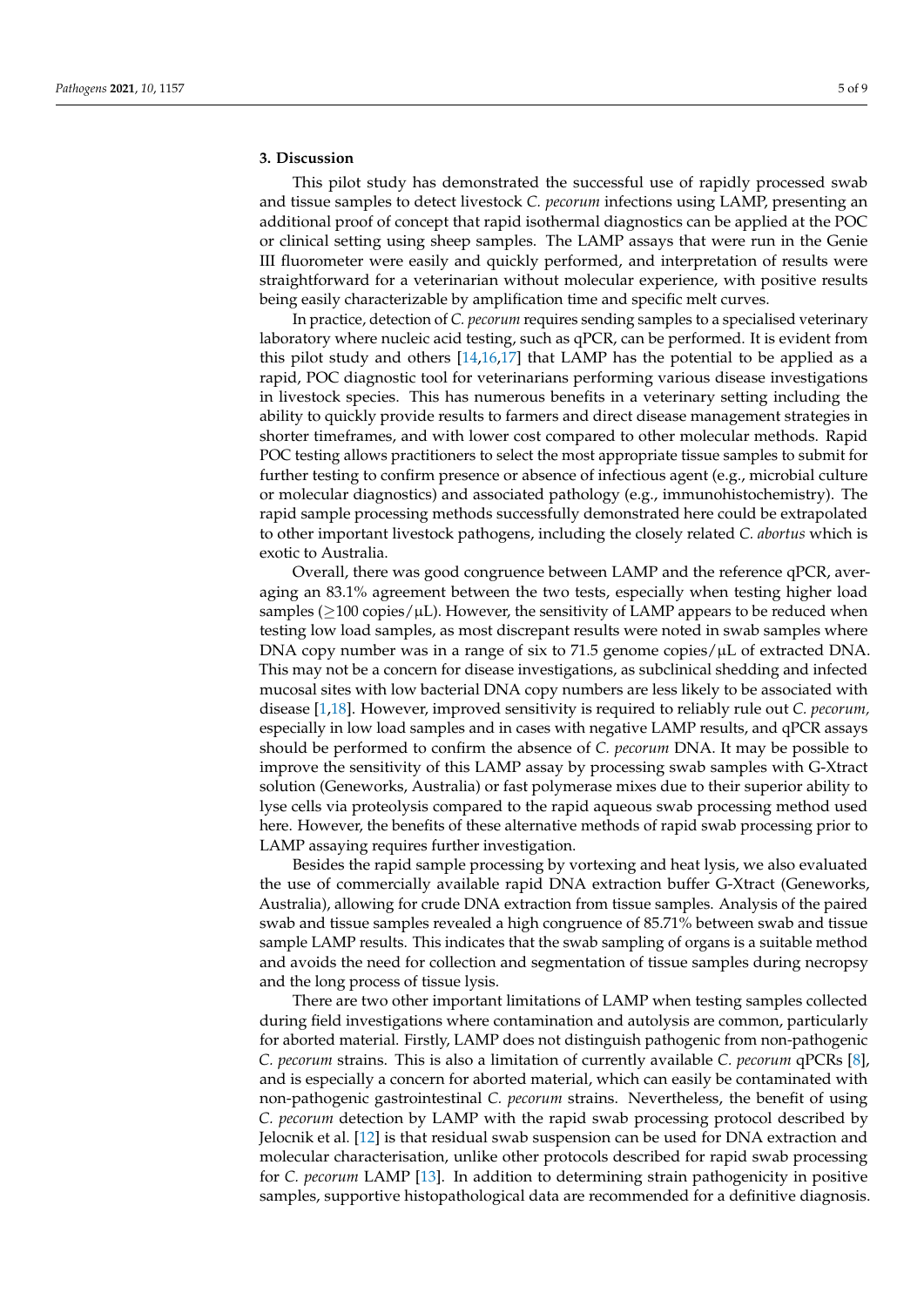## 3. Discussion

This pilot study has demonstrated the successful use of rapidly processed swab and tissue samples to detect livestock *C. pecorum* infections using LAMP, presenting an additional proof of concept that rapid isothermal diagnostics can be applied at the POC or clinical setting using sheep samples. The LAMP assays that were run in the Genie III fluorometer were easily and quickly performed, and interpretation of results were straightforward for a veterinarian without molecular experience, with positive results being easily characterizable by amplification time and specific melt curves.

In practice, detection of *C. pecorum* requires sending samples to a specialised veterinary laboratory where nucleic acid testing, such as qPCR, can be performed. It is evident from this pilot study and others [14,16,17] that LAMP has the potential to be applied as a rapid, POC diagnostic tool for veterinarians performing various disease investigations in livestock species. This has numerous benefits in a veterinary setting including the ability to quickly provide results to farmers and direct disease management strategies in shorter timeframes, and with lower cost compared to other molecular methods. Rapid POC testing allows practitioners to select the most appropriate tissue samples to submit for further testing to confirm presence or absence of infectious agent (e.g., microbial culture or molecular diagnostics) and associated pathology (e.g., immunohistochemistry). The rapid sample processing methods successfully demonstrated here could be extrapolated to other important livestock pathogens, including the closely related *C. abortus* which is exotic to Australia.

Overall, there was good congruence between LAMP and the reference qPCR, averaging an 83.1% agreement between the two tests, especially when testing higher load samples ($\geq$100 copies/µL). However, the sensitivity of LAMP appears to be reduced when testing low load samples, as most discrepant results were noted in swab samples where DNA copy number was in a range of six to 71.5 genome copies/µL of extracted DNA. This may not be a concern for disease investigations, as subclinical shedding and infected mucosal sites with low bacterial DNA copy numbers are less likely to be associated with disease [1,18]. However, improved sensitivity is required to reliably rule out *C. pecorum*, especially in low load samples and in cases with negative LAMP results, and qPCR assays should be performed to confirm the absence of *C. pecorum* DNA. It may be possible to improve the sensitivity of this LAMP assay by processing swab samples with G-Xtract solution (Geneworks, Australia) or fast polymerase mixes due to their superior ability to lyse cells via proteolysis compared to the rapid aqueous swab processing method used here. However, the benefits of these alternative methods of rapid swab processing prior to LAMP assaying requires further investigation.

Besides the rapid sample processing by vortexing and heat lysis, we also evaluated the use of commercially available rapid DNA extraction buffer G-Xtract (Geneworks, Australia), allowing for crude DNA extraction from tissue samples. Analysis of the paired swab and tissue samples revealed a high congruence of 85.71% between swab and tissue sample LAMP results. This indicates that the swab sampling of organs is a suitable method and avoids the need for collection and segmentation of tissue samples during necropsy and the long process of tissue lysis.

There are two other important limitations of LAMP when testing samples collected during field investigations where contamination and autolysis are common, particularly for aborted material. Firstly, LAMP does not distinguish pathogenic from non-pathogenic *C. pecorum* strains. This is also a limitation of currently available *C. pecorum* qPCRs [8], and is especially a concern for aborted material, which can easily be contaminated with non-pathogenic gastrointestinal *C. pecorum* strains. Nevertheless, the benefit of using *C. pecorum* detection by LAMP with the rapid swab processing protocol described by Jelocnik et al. [12] is that residual swab suspension can be used for DNA extraction and molecular characterisation, unlike other protocols described for rapid swab processing for *C. pecorum* LAMP [13]. In addition to determining strain pathogenicity in positive samples, supportive histopathological data are recommended for a definitive diagnosis.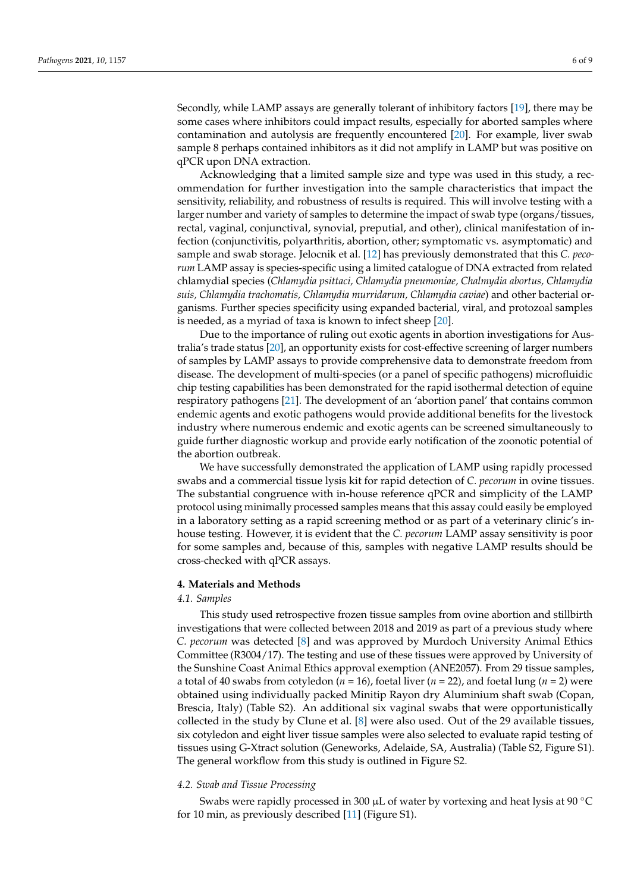Secondly, while LAMP assays are generally tolerant of inhibitory factors [19], there may be some cases where inhibitors could impact results, especially for aborted samples where contamination and autolysis are frequently encountered [20]. For example, liver swab sample 8 perhaps contained inhibitors as it did not amplify in LAMP but was positive on qPCR upon DNA extraction.

Acknowledging that a limited sample size and type was used in this study, a recommendation for further investigation into the sample characteristics that impact the sensitivity, reliability, and robustness of results is required. This will involve testing with a larger number and variety of samples to determine the impact of swab type (organs/tissues, rectal, vaginal, conjunctival, synovial, preputial, and other), clinical manifestation of infection (conjunctivitis, polyarthritis, abortion, other; symptomatic vs. asymptomatic) and sample and swab storage. Jelocnik et al. [12] has previously demonstrated that this *C. pecorum* LAMP assay is species-specific using a limited catalogue of DNA extracted from related chlamydial species (*Chlamydia psittaci, Chlamydia pneumoniae, Chalmydia abortus, Chlamydia suis, Chlamydia trachomatis, Chlamydia murridarum, Chlamydia caviae*) and other bacterial organisms. Further species specificity using expanded bacterial, viral, and protozoal samples is needed, as a myriad of taxa is known to infect sheep [20].

Due to the importance of ruling out exotic agents in abortion investigations for Australia's trade status [20], an opportunity exists for cost-effective screening of larger numbers of samples by LAMP assays to provide comprehensive data to demonstrate freedom from disease. The development of multi-species (or a panel of specific pathogens) microfluidic chip testing capabilities has been demonstrated for the rapid isothermal detection of equine respiratory pathogens [21]. The development of an 'abortion panel' that contains common endemic agents and exotic pathogens would provide additional benefits for the livestock industry where numerous endemic and exotic agents can be screened simultaneously to guide further diagnostic workup and provide early notification of the zoonotic potential of the abortion outbreak.

We have successfully demonstrated the application of LAMP using rapidly processed swabs and a commercial tissue lysis kit for rapid detection of *C. pecorum* in ovine tissues. The substantial congruence with in-house reference qPCR and simplicity of the LAMP protocol using minimally processed samples means that this assay could easily be employed in a laboratory setting as a rapid screening method or as part of a veterinary clinic's in-house testing. However, it is evident that the *C. pecorum* LAMP assay sensitivity is poor for some samples and, because of this, samples with negative LAMP results should be cross-checked with qPCR assays.

## 4. Materials and Methods

### *4.1. Samples*

This study used retrospective frozen tissue samples from ovine abortion and stillbirth investigations that were collected between 2018 and 2019 as part of a previous study where *C. pecorum* was detected [8] and was approved by Murdoch University Animal Ethics Committee (R3004/17). The testing and use of these tissues were approved by University of the Sunshine Coast Animal Ethics approval exemption (ANE2057). From 29 tissue samples, a total of 40 swabs from cotyledon ($n$ = 16), foetal liver ($n$ = 22), and foetal lung ($n$ = 2) were obtained using individually packed Minitip Rayon dry Aluminium shaft swab (Copan, Brescia, Italy) (Table S2). An additional six vaginal swabs that were opportunistically collected in the study by Clune et al. [8] were also used. Out of the 29 available tissues, six cotyledon and eight liver tissue samples were also selected to evaluate rapid testing of tissues using G-Xtract solution (Geneworks, Adelaide, SA, Australia) (Table S2, Figure S1). The general workflow from this study is outlined in Figure S2.

### *4.2. Swab and Tissue Processing*

Swabs were rapidly processed in 300 µL of water by vortexing and heat lysis at 90 °C for 10 min, as previously described [11] (Figure S1).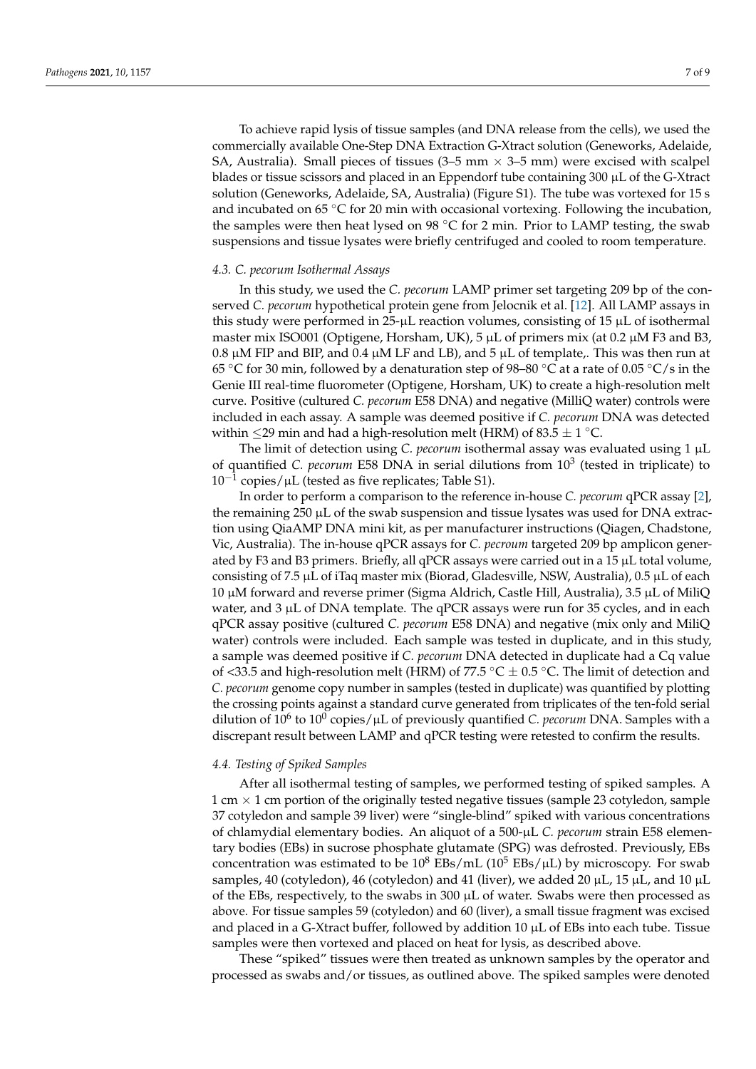To achieve rapid lysis of tissue samples (and DNA release from the cells), we used the commercially available One-Step DNA Extraction G-Xtract solution (Geneworks, Adelaide, SA, Australia). Small pieces of tissues (3–5 mm × 3–5 mm) were excised with scalpel blades or tissue scissors and placed in an Eppendorf tube containing 300 μL of the G-Xtract solution (Geneworks, Adelaide, SA, Australia) (Figure S1). The tube was vortexed for 15 s and incubated on 65 °C for 20 min with occasional vortexing. Following the incubation, the samples were then heat lysed on 98 °C for 2 min. Prior to LAMP testing, the swab suspensions and tissue lysates were briefly centrifuged and cooled to room temperature.

### 4.3. *C. pecorum* Isothermal Assays

In this study, we used the *C. pecorum* LAMP primer set targeting 209 bp of the conserved *C. pecorum* hypothetical protein gene from Jelocnik et al. [12]. All LAMP assays in this study were performed in 25-μL reaction volumes, consisting of 15 μL of isothermal master mix ISO001 (Optigene, Horsham, UK), 5 μL of primers mix (at 0.2 μM F3 and B3, 0.8 μM FIP and BIP, and 0.4 μM LF and LB), and 5 μL of template,. This was then run at 65 °C for 30 min, followed by a denaturation step of 98–80 °C at a rate of 0.05 °C/s in the Genie III real-time fluorometer (Optigene, Horsham, UK) to create a high-resolution melt curve. Positive (cultured *C. pecorum* E58 DNA) and negative (MilliQ water) controls were included in each assay. A sample was deemed positive if *C. pecorum* DNA was detected within ≤29 min and had a high-resolution melt (HRM) of 83.5 ± 1 °C.

The limit of detection using *C. pecorum* isothermal assay was evaluated using 1 μL of quantified *C. pecorum* E58 DNA in serial dilutions from $10^3$ (tested in triplicate) to $10^{-1}$ copies/μL (tested as five replicates; Table S1).

In order to perform a comparison to the reference in-house *C. pecorum* qPCR assay [2], the remaining 250 μL of the swab suspension and tissue lysates was used for DNA extraction using QiaAMP DNA mini kit, as per manufacturer instructions (Qiagen, Chadstone, Vic, Australia). The in-house qPCR assays for *C. pecrovum* targeted 209 bp amplicon generated by F3 and B3 primers. Briefly, all qPCR assays were carried out in a 15 μL total volume, consisting of 7.5 μL of iTaq master mix (Biorad, Gladesville, NSW, Australia), 0.5 μL of each 10 μM forward and reverse primer (Sigma Aldrich, Castle Hill, Australia), 3.5 μL of MiliQ water, and 3 μL of DNA template. The qPCR assays were run for 35 cycles, and in each qPCR assay positive (cultured *C. pecorum* E58 DNA) and negative (mix only and MiliQ water) controls were included. Each sample was tested in duplicate, and in this study, a sample was deemed positive if *C. pecorum* DNA detected in duplicate had a Cq value of <33.5 and high-resolution melt (HRM) of 77.5 °C ± 0.5 °C. The limit of detection and *C. pecorum* genome copy number in samples (tested in duplicate) was quantified by plotting the crossing points against a standard curve generated from triplicates of the ten-fold serial dilution of $10^6$ to $10^0$ copies/μL of previously quantified *C. pecorum* DNA. Samples with a discrepant result between LAMP and qPCR testing were retested to confirm the results.

### 4.4. Testing of Spiked Samples

After all isothermal testing of samples, we performed testing of spiked samples. A 1 cm × 1 cm portion of the originally tested negative tissues (sample 23 cotyledon, sample 37 cotyledon and sample 39 liver) were "single-blind" spiked with various concentrations of chlamydial elementary bodies. An aliquot of a 500-μL *C. pecorum* strain E58 elementary bodies (EBs) in sucrose phosphate glutamate (SPG) was defrosted. Previously, EBs concentration was estimated to be $10^8$ EBs/mL ($10^5$ EBs/μL) by microscopy. For swab samples, 40 (cotyledon), 46 (cotyledon) and 41 (liver), we added 20 μL, 15 μL, and 10 μL of the EBs, respectively, to the swabs in 300 μL of water. Swabs were then processed as above. For tissue samples 59 (cotyledon) and 60 (liver), a small tissue fragment was excised and placed in a G-Xtract buffer, followed by addition 10 μL of EBs into each tube. Tissue samples were then vortexed and placed on heat for lysis, as described above.

These "spiked" tissues were then treated as unknown samples by the operator and processed as swabs and/or tissues, as outlined above. The spiked samples were denoted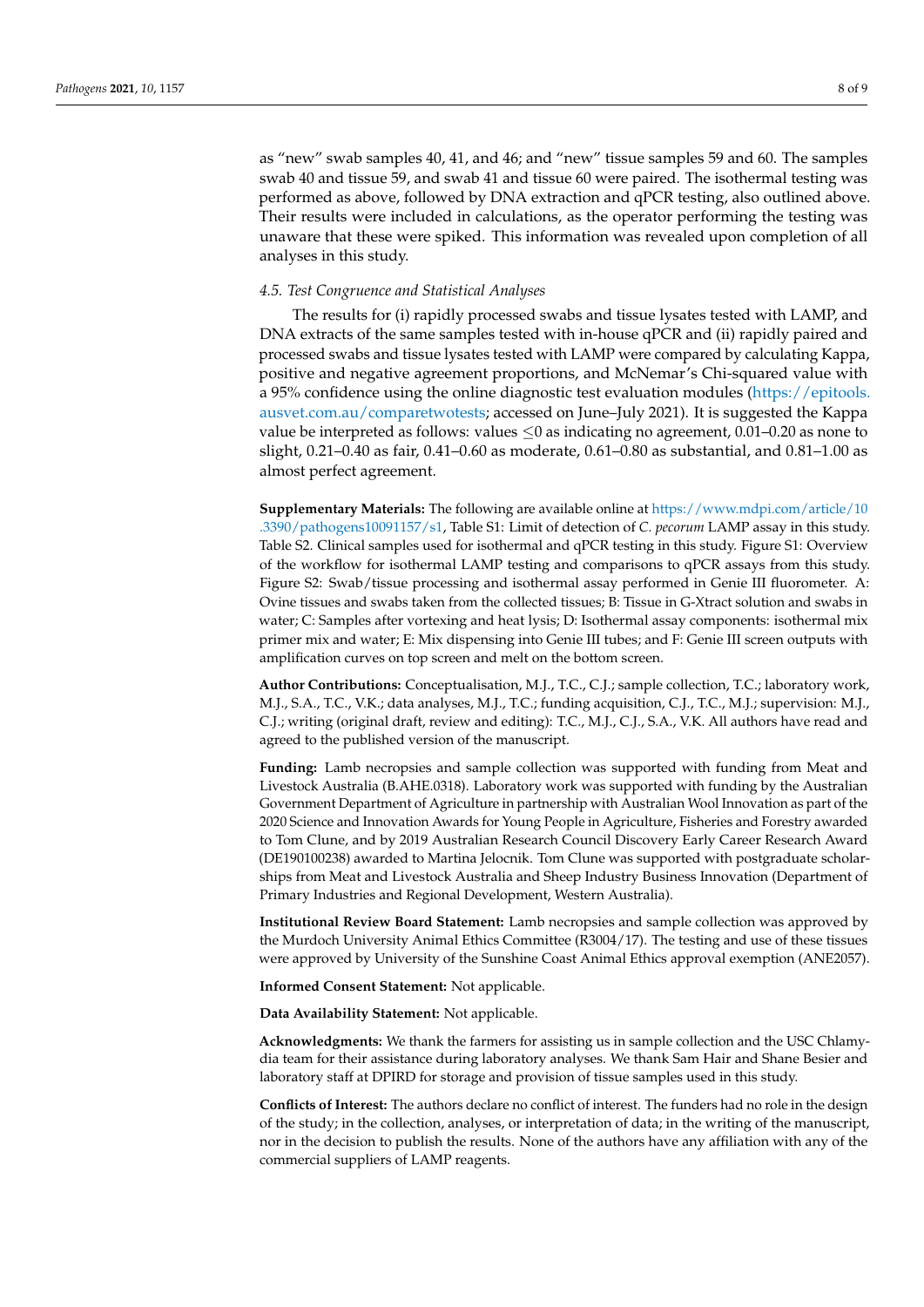as “new” swab samples 40, 41, and 46; and “new” tissue samples 59 and 60. The samples swab 40 and tissue 59, and swab 41 and tissue 60 were paired. The isothermal testing was performed as above, followed by DNA extraction and qPCR testing, also outlined above. Their results were included in calculations, as the operator performing the testing was unaware that these were spiked. This information was revealed upon completion of all analyses in this study.

### 4.5. Test Congruence and Statistical Analyses

The results for (i) rapidly processed swabs and tissue lysates tested with LAMP, and DNA extracts of the same samples tested with in-house qPCR and (ii) rapidly paired and processed swabs and tissue lysates tested with LAMP were compared by calculating Kappa, positive and negative agreement proportions, and McNemar’s Chi-squared value with a 95% confidence using the online diagnostic test evaluation modules (https://epitools.ausvet.com.au/comparetwotests; accessed on June–July 2021). It is suggested the Kappa value be interpreted as follows: values $\leq 0$ as indicating no agreement, 0.01–0.20 as none to slight, 0.21–0.40 as fair, 0.41–0.60 as moderate, 0.61–0.80 as substantial, and 0.81–1.00 as almost perfect agreement.

**Supplementary Materials:** The following are available online at https://www.mdpi.com/article/10.3390/pathogens10091157/s1, Table S1: Limit of detection of *C. pecorum* LAMP assay in this study. Table S2. Clinical samples used for isothermal and qPCR testing in this study. Figure S1: Overview of the workflow for isothermal LAMP testing and comparisons to qPCR assays from this study. Figure S2: Swab/tissue processing and isothermal assay performed in Genie III fluorometer. A: Ovine tissues and swabs taken from the collected tissues; B: Tissue in G-Xtract solution and swabs in water; C: Samples after vortexing and heat lysis; D: Isothermal assay components: isothermal mix primer mix and water; E: Mix dispensing into Genie III tubes; and F: Genie III screen outputs with amplification curves on top screen and melt on the bottom screen.

**Author Contributions:** Conceptualisation, M.J., T.C., C.J.; sample collection, T.C.; laboratory work, M.J., S.A., T.C., V.K.; data analyses, M.J., T.C.; funding acquisition, C.J., T.C., M.J.; supervision: M.J., C.J.; writing (original draft, review and editing): T.C., M.J., C.J., S.A., V.K. All authors have read and agreed to the published version of the manuscript.

**Funding:** Lamb necropsies and sample collection was supported with funding from Meat and Livestock Australia (B.AHE.0318). Laboratory work was supported with funding by the Australian Government Department of Agriculture in partnership with Australian Wool Innovation as part of the 2020 Science and Innovation Awards for Young People in Agriculture, Fisheries and Forestry awarded to Tom Clune, and by 2019 Australian Research Council Discovery Early Career Research Award (DE190100238) awarded to Martina Jelocnik. Tom Clune was supported with postgraduate scholarships from Meat and Livestock Australia and Sheep Industry Business Innovation (Department of Primary Industries and Regional Development, Western Australia).

**Institutional Review Board Statement:** Lamb necropsies and sample collection was approved by the Murdoch University Animal Ethics Committee (R3004/17). The testing and use of these tissues were approved by University of the Sunshine Coast Animal Ethics approval exemption (ANE2057).

**Informed Consent Statement:** Not applicable.

**Data Availability Statement:** Not applicable.

**Acknowledgments:** We thank the farmers for assisting us in sample collection and the USC Chlamydia team for their assistance during laboratory analyses. We thank Sam Hair and Shane Besier and laboratory staff at DPIRD for storage and provision of tissue samples used in this study.

**Conflicts of Interest:** The authors declare no conflict of interest. The funders had no role in the design of the study; in the collection, analyses, or interpretation of data; in the writing of the manuscript, nor in the decision to publish the results. None of the authors have any affiliation with any of the commercial suppliers of LAMP reagents.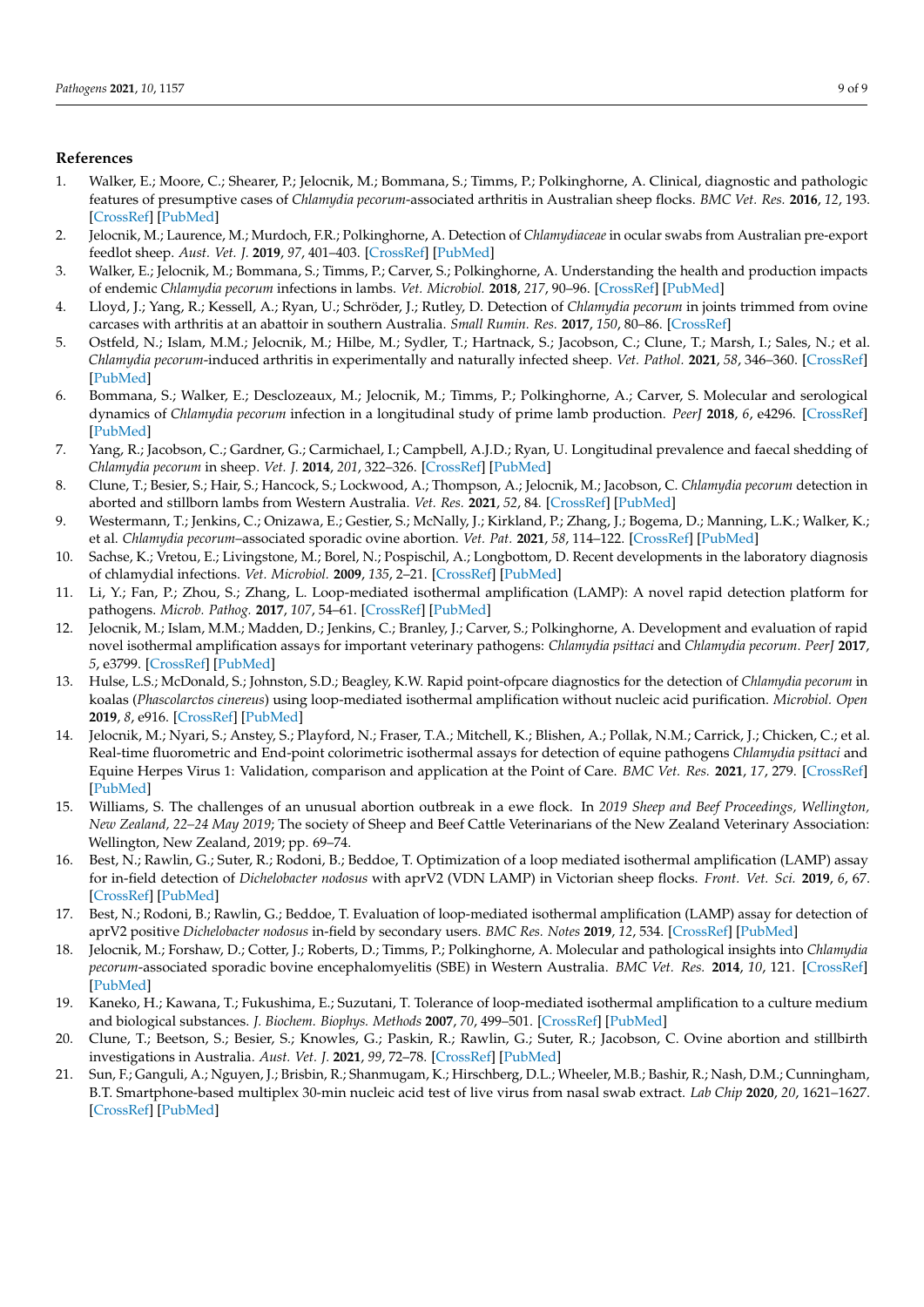## References

1. Walker, E.; Moore, C.; Shearer, P.; Jelocnik, M.; Bommana, S.; Timms, P.; Polkinghorne, A. Clinical, diagnostic and pathologic features of presumptive cases of *Chlamydia pecorum*-associated arthritis in Australian sheep flocks. *BMC Vet. Res.* **2016**, *12*, 193. [CrossRef] [PubMed]
2. Jelocnik, M.; Laurence, M.; Murdoch, F.R.; Polkinghorne, A. Detection of *Chlamydiaceae* in ocular swabs from Australian pre-export feedlot sheep. *Aust. Vet. J.* **2019**, *97*, 401–403. [CrossRef] [PubMed]
3. Walker, E.; Jelocnik, M.; Bommana, S.; Timms, P.; Carver, S.; Polkinghorne, A. Understanding the health and production impacts of endemic *Chlamydia pecorum* infections in lambs. *Vet. Microbiol.* **2018**, *217*, 90–96. [CrossRef] [PubMed]
4. Lloyd, J.; Yang, R.; Kessell, A.; Ryan, U.; Schröder, J.; Rutley, D. Detection of *Chlamydia pecorum* in joints trimmed from ovine carcases with arthritis at an abattoir in southern Australia. *Small Rumin. Res.* **2017**, *150*, 80–86. [CrossRef]
5. Ostfeld, N.; Islam, M.M.; Jelocnik, M.; Hilbe, M.; Sydler, T.; Hartnack, S.; Jacobson, C.; Clune, T.; Marsh, I.; Sales, N.; et al. *Chlamydia pecorum*-induced arthritis in experimentally and naturally infected sheep. *Vet. Pathol.* **2021**, *58*, 346–360. [CrossRef] [PubMed]
6. Bommana, S.; Walker, E.; Desclozeaux, M.; Jelocnik, M.; Timms, P.; Polkinghorne, A.; Carver, S. Molecular and serological dynamics of *Chlamydia pecorum* infection in a longitudinal study of prime lamb production. *PeerJ* **2018**, *6*, e4296. [CrossRef] [PubMed]
7. Yang, R.; Jacobson, C.; Gardner, G.; Carmichael, I.; Campbell, A.J.D.; Ryan, U. Longitudinal prevalence and faecal shedding of *Chlamydia pecorum* in sheep. *Vet. J.* **2014**, *201*, 322–326. [CrossRef] [PubMed]
8. Clune, T.; Besier, S.; Hair, S.; Hancock, S.; Lockwood, A.; Thompson, A.; Jelocnik, M.; Jacobson, C. *Chlamydia pecorum* detection in aborted and stillborn lambs from Western Australia. *Vet. Res.* **2021**, *52*, 84. [CrossRef] [PubMed]
9. Westermann, T.; Jenkins, C.; Onizawa, E.; Gestier, S.; McNally, J.; Kirkland, P.; Zhang, J.; Bogema, D.; Manning, L.K.; Walker, K.; et al. *Chlamydia pecorum*–associated sporadic ovine abortion. *Vet. Pat.* **2021**, *58*, 114–122. [CrossRef] [PubMed]
10. Sachse, K.; Vretou, E.; Livingstone, M.; Borel, N.; Pospischil, A.; Longbottom, D. Recent developments in the laboratory diagnosis of chlamydial infections. *Vet. Microbiol.* **2009**, *135*, 2–21. [CrossRef] [PubMed]
11. Li, Y.; Fan, P.; Zhou, S.; Zhang, L. Loop-mediated isothermal amplification (LAMP): A novel rapid detection platform for pathogens. *Microb. Pathog.* **2017**, *107*, 54–61. [CrossRef] [PubMed]
12. Jelocnik, M.; Islam, M.M.; Madden, D.; Jenkins, C.; Branley, J.; Carver, S.; Polkinghorne, A. Development and evaluation of rapid novel isothermal amplification assays for important veterinary pathogens: *Chlamydia psittaci* and *Chlamydia pecorum*. *PeerJ* **2017**, *5*, e3799. [CrossRef] [PubMed]
13. Hulse, L.S.; McDonald, S.; Johnston, S.D.; Beagley, K.W. Rapid point-ofpcare diagnostics for the detection of *Chlamydia pecorum* in koalas (*Phascolarctos cinereus*) using loop-mediated isothermal amplification without nucleic acid purification. *Microbiol. Open* **2019**, *8*, e916. [CrossRef] [PubMed]
14. Jelocnik, M.; Nyari, S.; Anstey, S.; Playford, N.; Fraser, T.A.; Mitchell, K.; Blishen, A.; Pollak, N.M.; Carrick, J.; Chicken, C.; et al. Real-time fluorometric and End-point colorimetric isothermal assays for detection of equine pathogens *Chlamydia psittaci* and Equine Herpes Virus 1: Validation, comparison and application at the Point of Care. *BMC Vet. Res.* **2021**, *17*, 279. [CrossRef] [PubMed]
15. Williams, S. The challenges of an unusual abortion outbreak in a ewe flock. In *2019 Sheep and Beef Proceedings, Wellington, New Zealand, 22–24 May 2019*; The society of Sheep and Beef Cattle Veterinarians of the New Zealand Veterinary Association: Wellington, New Zealand, 2019; pp. 69–74.
16. Best, N.; Rawlin, G.; Suter, R.; Rodoni, B.; Beddoe, T. Optimization of a loop mediated isothermal amplification (LAMP) assay for in-field detection of *Dichelobacter nodosus* with aprV2 (VDN LAMP) in Victorian sheep flocks. *Front. Vet. Sci.* **2019**, *6*, 67. [CrossRef] [PubMed]
17. Best, N.; Rodoni, B.; Rawlin, G.; Beddoe, T. Evaluation of loop-mediated isothermal amplification (LAMP) assay for detection of aprV2 positive *Dichelobacter nodosus* in-field by secondary users. *BMC Res. Notes* **2019**, *12*, 534. [CrossRef] [PubMed]
18. Jelocnik, M.; Forshaw, D.; Cotter, J.; Roberts, D.; Timms, P.; Polkinghorne, A. Molecular and pathological insights into *Chlamydia pecorum*-associated sporadic bovine encephalomyelitis (SBE) in Western Australia. *BMC Vet. Res.* **2014**, *10*, 121. [CrossRef] [PubMed]
19. Kaneko, H.; Kawana, T.; Fukushima, E.; Suzutani, T. Tolerance of loop-mediated isothermal amplification to a culture medium and biological substances. *J. Biochem. Biophys. Methods* **2007**, *70*, 499–501. [CrossRef] [PubMed]
20. Clune, T.; Beetson, S.; Besier, S.; Knowles, G.; Paskin, R.; Rawlin, G.; Suter, R.; Jacobson, C. Ovine abortion and stillbirth investigations in Australia. *Aust. Vet. J.* **2021**, *99*, 72–78. [CrossRef] [PubMed]
21. Sun, F.; Ganguli, A.; Nguyen, J.; Brisbin, R.; Shanmugam, K.; Hirschberg, D.L.; Wheeler, M.B.; Bashir, R.; Nash, D.M.; Cunningham, B.T. Smartphone-based multiplex 30-min nucleic acid test of live virus from nasal swab extract. *Lab Chip* **2020**, *20*, 1621–1627. [CrossRef] [PubMed]